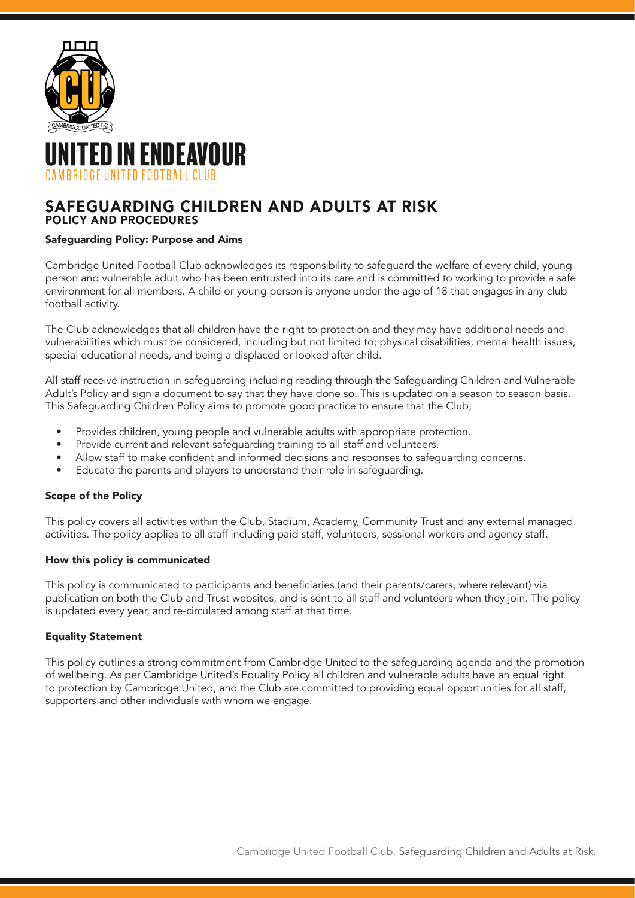# UNITED IN ENDEAVOUR

CAMBRIDGE UNITED FOOTBALL CLUB

## SAFEGUARDING CHILDREN AND ADULTS AT RISK

### POLICY AND PROCEDURES

#### Safeguarding Policy: Purpose and Aims

Cambridge United Football Club acknowledges its responsibility to safeguard the welfare of every child, young person and vulnerable adult who has been entrusted into its care and is committed to working to provide a safe environment for all members. A child or young person is anyone under the age of 18 that engages in any club football activity.

The Club acknowledges that all children have the right to protection and they may have additional needs and vulnerabilities which must be considered, including but not limited to; physical disabilities, mental health issues, special educational needs, and being a displaced or looked after child.

All staff receive instruction in safeguarding including reading through the Safeguarding Children and Vulnerable Adult's Policy and sign a document to say that they have done so. This is updated on a season to season basis. This Safeguarding Children Policy aims to promote good practice to ensure that the Club;

- Provides children, young people and vulnerable adults with appropriate protection.
- Provide current and relevant safeguarding training to all staff and volunteers.
- Allow staff to make confident and informed decisions and responses to safeguarding concerns.
- Educate the parents and players to understand their role in safeguarding.

#### Scope of the Policy

This policy covers all activities within the Club, Stadium, Academy, Community Trust and any external managed activities. The policy applies to all staff including paid staff, volunteers, sessional workers and agency staff.

#### How this policy is communicated

This policy is communicated to participants and beneficiaries (and their parents/carers, where relevant) via publication on both the Club and Trust websites, and is sent to all staff and volunteers when they join. The policy is updated every year, and re-circulated among staff at that time.

#### Equality Statement

This policy outlines a strong commitment from Cambridge United to the safeguarding agenda and the promotion of wellbeing. As per Cambridge United's Equality Policy all children and vulnerable adults have an equal right to protection by Cambridge United, and the Club are committed to providing equal opportunities for all staff, supporters and other individuals with whom we engage.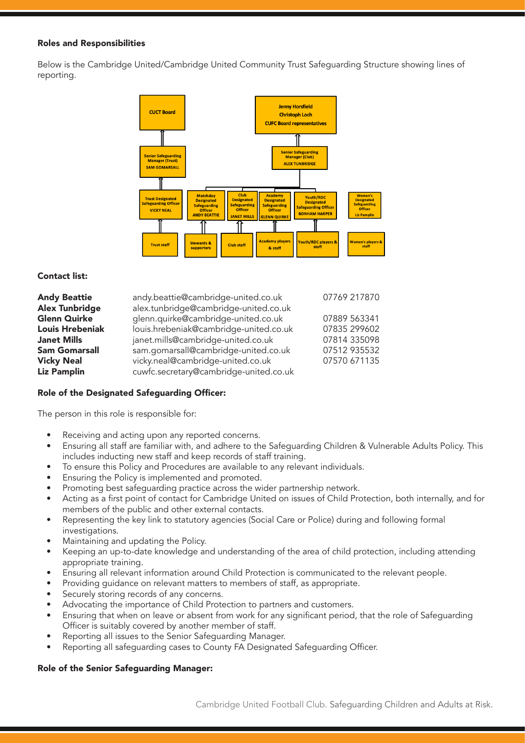#### Roles and Responsibilities

Below is the Cambridge United/Cambridge United Community Trust Safeguarding Structure showing lines of reporting.

#### Contact list:

| | | |
|---|---|---|
| **Andy Beattie** | andy.beattie@cambridge-united.co.uk | 07769 217870 |
| **Alex Tunbridge** | alex.tunbridge@cambridge-united.co.uk | |
| **Glenn Quirke** | glenn.quirke@cambridge-united.co.uk | 07889 563341 |
| **Louis Hrebeniak** | louis.hrebeniak@cambridge-united.co.uk | 07835 299602 |
| **Janet Mills** | janet.mills@cambridge-united.co.uk | 07814 335098 |
| **Sam Gomarsall** | sam.gomarsall@cambridge-united.co.uk | 07512 935532 |
| **Vicky Neal** | vicky.neal@cambridge-united.co.uk | 07570 671135 |
| **Liz Pamplin** | cuwfc.secretary@cambridge-united.co.uk | |

#### Role of the Designated Safeguarding Officer:

The person in this role is responsible for:

- Receiving and acting upon any reported concerns.
- Ensuring all staff are familiar with, and adhere to the Safeguarding Children & Vulnerable Adults Policy. This includes inducting new staff and keep records of staff training.
- To ensure this Policy and Procedures are available to any relevant individuals.
- Ensuring the Policy is implemented and promoted.
- Promoting best safeguarding practice across the wider partnership network.
- Acting as a first point of contact for Cambridge United on issues of Child Protection, both internally, and for members of the public and other external contacts.
- Representing the key link to statutory agencies (Social Care or Police) during and following formal investigations.
- Maintaining and updating the Policy.
- Keeping an up-to-date knowledge and understanding of the area of child protection, including attending appropriate training.
- Ensuring all relevant information around Child Protection is communicated to the relevant people.
- Providing guidance on relevant matters to members of staff, as appropriate.
- Securely storing records of any concerns.
- Advocating the importance of Child Protection to partners and customers.
- Ensuring that when on leave or absent from work for any significant period, that the role of Safeguarding Officer is suitably covered by another member of staff.
- Reporting all issues to the Senior Safeguarding Manager.
- Reporting all safeguarding cases to County FA Designated Safeguarding Officer.

#### Role of the Senior Safeguarding Manager: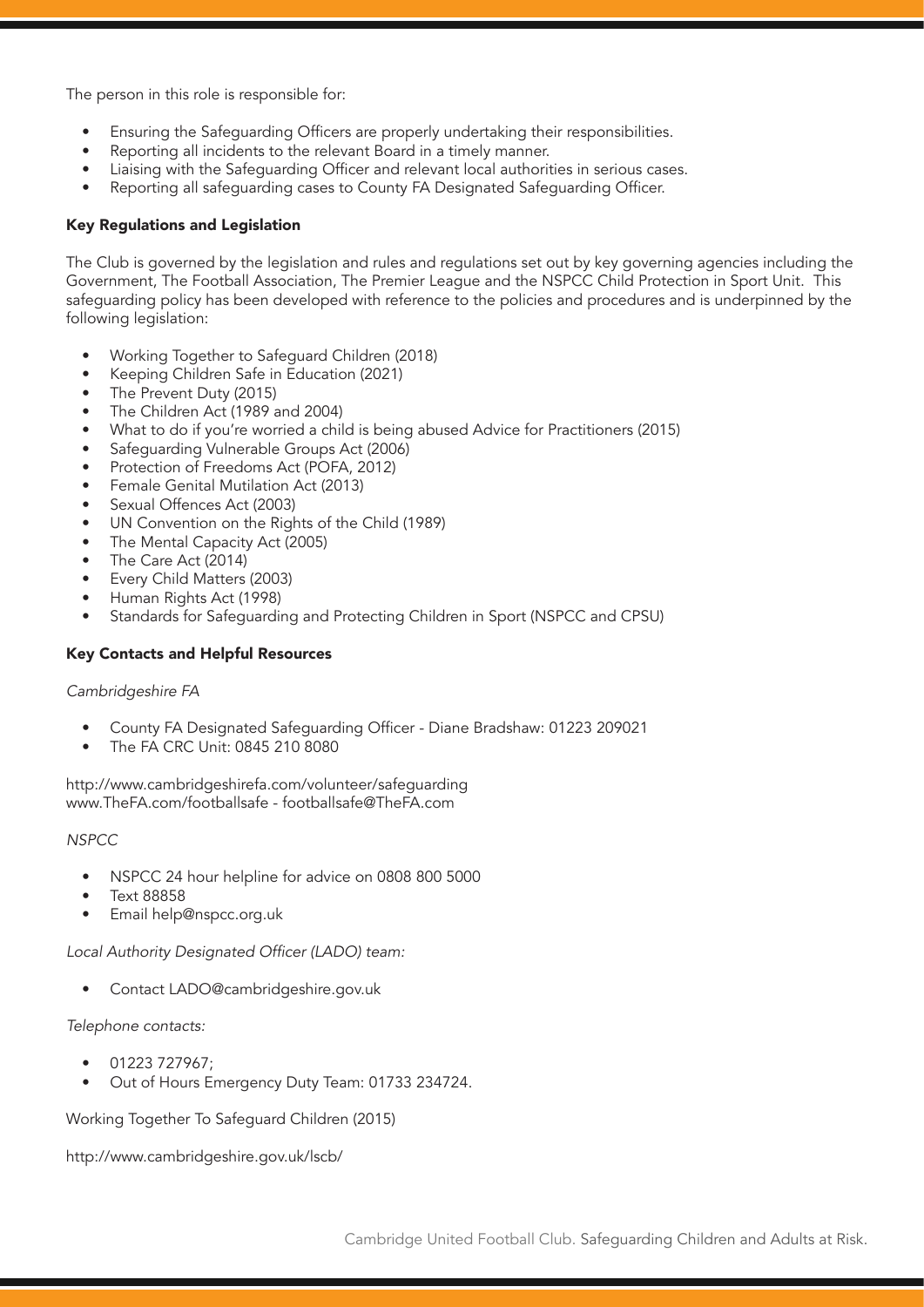The person in this role is responsible for:

- Ensuring the Safeguarding Officers are properly undertaking their responsibilities.
- Reporting all incidents to the relevant Board in a timely manner.
- Liaising with the Safeguarding Officer and relevant local authorities in serious cases.
- Reporting all safeguarding cases to County FA Designated Safeguarding Officer.

### Key Regulations and Legislation

The Club is governed by the legislation and rules and regulations set out by key governing agencies including the Government, The Football Association, The Premier League and the NSPCC Child Protection in Sport Unit. This safeguarding policy has been developed with reference to the policies and procedures and is underpinned by the following legislation:

- Working Together to Safeguard Children (2018)
- Keeping Children Safe in Education (2021)
- The Prevent Duty (2015)
- The Children Act (1989 and 2004)
- What to do if you're worried a child is being abused Advice for Practitioners (2015)
- Safeguarding Vulnerable Groups Act (2006)
- Protection of Freedoms Act (POFA, 2012)
- Female Genital Mutilation Act (2013)
- Sexual Offences Act (2003)
- UN Convention on the Rights of the Child (1989)
- The Mental Capacity Act (2005)
- The Care Act (2014)
- Every Child Matters (2003)
- Human Rights Act (1998)
- Standards for Safeguarding and Protecting Children in Sport (NSPCC and CPSU)

### Key Contacts and Helpful Resources

*Cambridgeshire FA*

- County FA Designated Safeguarding Officer - Diane Bradshaw: 01223 209021
- The FA CRC Unit: 0845 210 8080

http://www.cambridgeshirefa.com/volunteer/safeguarding
www.TheFA.com/footballsafe - footballsafe@TheFA.com

*NSPCC*

- NSPCC 24 hour helpline for advice on 0808 800 5000
- Text 88858
- Email help@nspcc.org.uk

*Local Authority Designated Officer (LADO) team:*

- Contact LADO@cambridgeshire.gov.uk

*Telephone contacts:*

- 01223 727967;
- Out of Hours Emergency Duty Team: 01733 234724.

Working Together To Safeguard Children (2015)

http://www.cambridgeshire.gov.uk/lscb/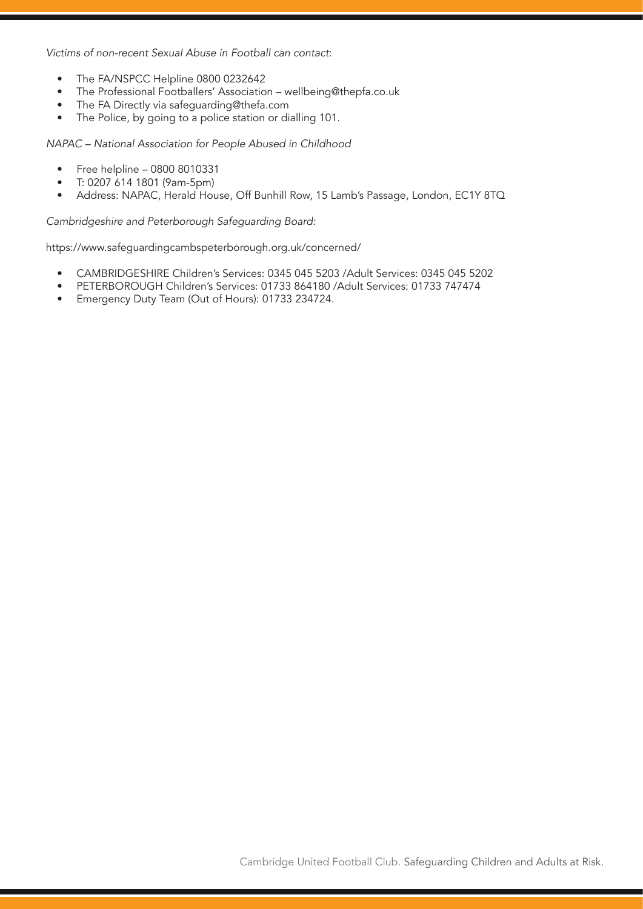*Victims of non-recent Sexual Abuse in Football can contact*:

- The FA/NSPCC Helpline 0800 0232642
- The Professional Footballers' Association – wellbeing@thepfa.co.uk
- The FA Directly via safeguarding@thefa.com
- The Police, by going to a police station or dialling 101.

*NAPAC – National Association for People Abused in Childhood*

- Free helpline – 0800 8010331
- T: 0207 614 1801 (9am-5pm)
- Address: NAPAC, Herald House, Off Bunhill Row, 15 Lamb's Passage, London, EC1Y 8TQ

*Cambridgeshire and Peterborough Safeguarding Board:*

https://www.safeguardingcambspeterborough.org.uk/concerned/

- CAMBRIDGESHIRE Children's Services: 0345 045 5203 /Adult Services: 0345 045 5202
- PETERBOROUGH Children's Services: 01733 864180 /Adult Services: 01733 747474
- Emergency Duty Team (Out of Hours): 01733 234724.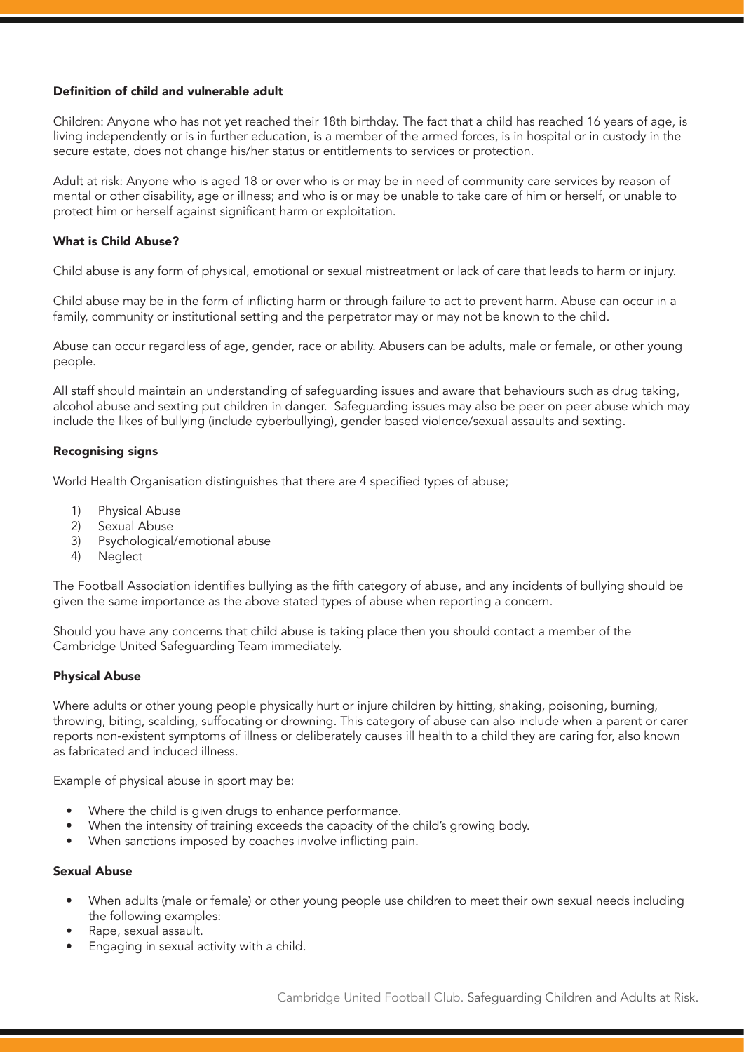### Definition of child and vulnerable adult

Children: Anyone who has not yet reached their 18th birthday. The fact that a child has reached 16 years of age, is living independently or is in further education, is a member of the armed forces, is in hospital or in custody in the secure estate, does not change his/her status or entitlements to services or protection.

Adult at risk: Anyone who is aged 18 or over who is or may be in need of community care services by reason of mental or other disability, age or illness; and who is or may be unable to take care of him or herself, or unable to protect him or herself against significant harm or exploitation.

### What is Child Abuse?

Child abuse is any form of physical, emotional or sexual mistreatment or lack of care that leads to harm or injury.

Child abuse may be in the form of inflicting harm or through failure to act to prevent harm. Abuse can occur in a family, community or institutional setting and the perpetrator may or may not be known to the child.

Abuse can occur regardless of age, gender, race or ability. Abusers can be adults, male or female, or other young people.

All staff should maintain an understanding of safeguarding issues and aware that behaviours such as drug taking, alcohol abuse and sexting put children in danger. Safeguarding issues may also be peer on peer abuse which may include the likes of bullying (include cyberbullying), gender based violence/sexual assaults and sexting.

### Recognising signs

World Health Organisation distinguishes that there are 4 specified types of abuse;

1) Physical Abuse
2) Sexual Abuse
3) Psychological/emotional abuse
4) Neglect

The Football Association identifies bullying as the fifth category of abuse, and any incidents of bullying should be given the same importance as the above stated types of abuse when reporting a concern.

Should you have any concerns that child abuse is taking place then you should contact a member of the Cambridge United Safeguarding Team immediately.

### Physical Abuse

Where adults or other young people physically hurt or injure children by hitting, shaking, poisoning, burning, throwing, biting, scalding, suffocating or drowning. This category of abuse can also include when a parent or carer reports non-existent symptoms of illness or deliberately causes ill health to a child they are caring for, also known as fabricated and induced illness.

Example of physical abuse in sport may be:

- Where the child is given drugs to enhance performance.
- When the intensity of training exceeds the capacity of the child's growing body.
- When sanctions imposed by coaches involve inflicting pain.

### Sexual Abuse

- When adults (male or female) or other young people use children to meet their own sexual needs including the following examples:
- Rape, sexual assault.
- Engaging in sexual activity with a child.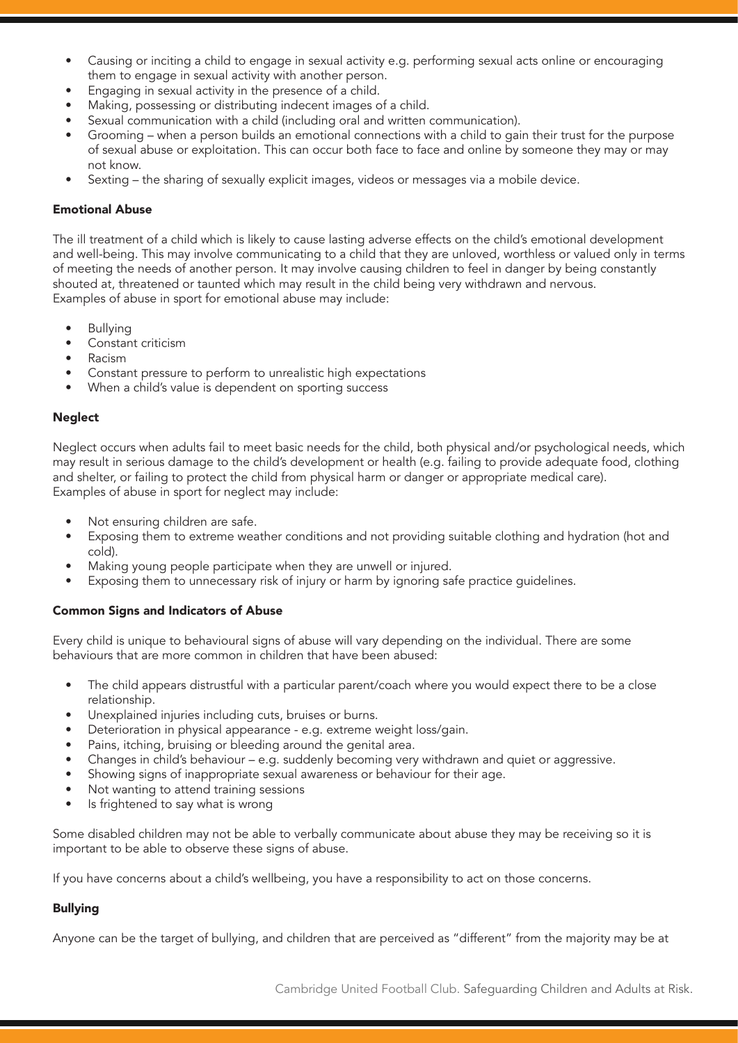- Causing or inciting a child to engage in sexual activity e.g. performing sexual acts online or encouraging them to engage in sexual activity with another person.
- Engaging in sexual activity in the presence of a child.
- Making, possessing or distributing indecent images of a child.
- Sexual communication with a child (including oral and written communication).
- Grooming – when a person builds an emotional connections with a child to gain their trust for the purpose of sexual abuse or exploitation. This can occur both face to face and online by someone they may or may not know.
- Sexting – the sharing of sexually explicit images, videos or messages via a mobile device.

**Emotional Abuse**

The ill treatment of a child which is likely to cause lasting adverse effects on the child's emotional development and well-being. This may involve communicating to a child that they are unloved, worthless or valued only in terms of meeting the needs of another person. It may involve causing children to feel in danger by being constantly shouted at, threatened or taunted which may result in the child being very withdrawn and nervous.
Examples of abuse in sport for emotional abuse may include:

- Bullying
- Constant criticism
- Racism
- Constant pressure to perform to unrealistic high expectations
- When a child's value is dependent on sporting success

**Neglect**

Neglect occurs when adults fail to meet basic needs for the child, both physical and/or psychological needs, which may result in serious damage to the child's development or health (e.g. failing to provide adequate food, clothing and shelter, or failing to protect the child from physical harm or danger or appropriate medical care).
Examples of abuse in sport for neglect may include:

- Not ensuring children are safe.
- Exposing them to extreme weather conditions and not providing suitable clothing and hydration (hot and cold).
- Making young people participate when they are unwell or injured.
- Exposing them to unnecessary risk of injury or harm by ignoring safe practice guidelines.

**Common Signs and Indicators of Abuse**

Every child is unique to behavioural signs of abuse will vary depending on the individual. There are some behaviours that are more common in children that have been abused:

- The child appears distrustful with a particular parent/coach where you would expect there to be a close relationship.
- Unexplained injuries including cuts, bruises or burns.
- Deterioration in physical appearance - e.g. extreme weight loss/gain.
- Pains, itching, bruising or bleeding around the genital area.
- Changes in child's behaviour – e.g. suddenly becoming very withdrawn and quiet or aggressive.
- Showing signs of inappropriate sexual awareness or behaviour for their age.
- Not wanting to attend training sessions
- Is frightened to say what is wrong

Some disabled children may not be able to verbally communicate about abuse they may be receiving so it is important to be able to observe these signs of abuse.

If you have concerns about a child's wellbeing, you have a responsibility to act on those concerns.

**Bullying**

Anyone can be the target of bullying, and children that are perceived as "different" from the majority may be at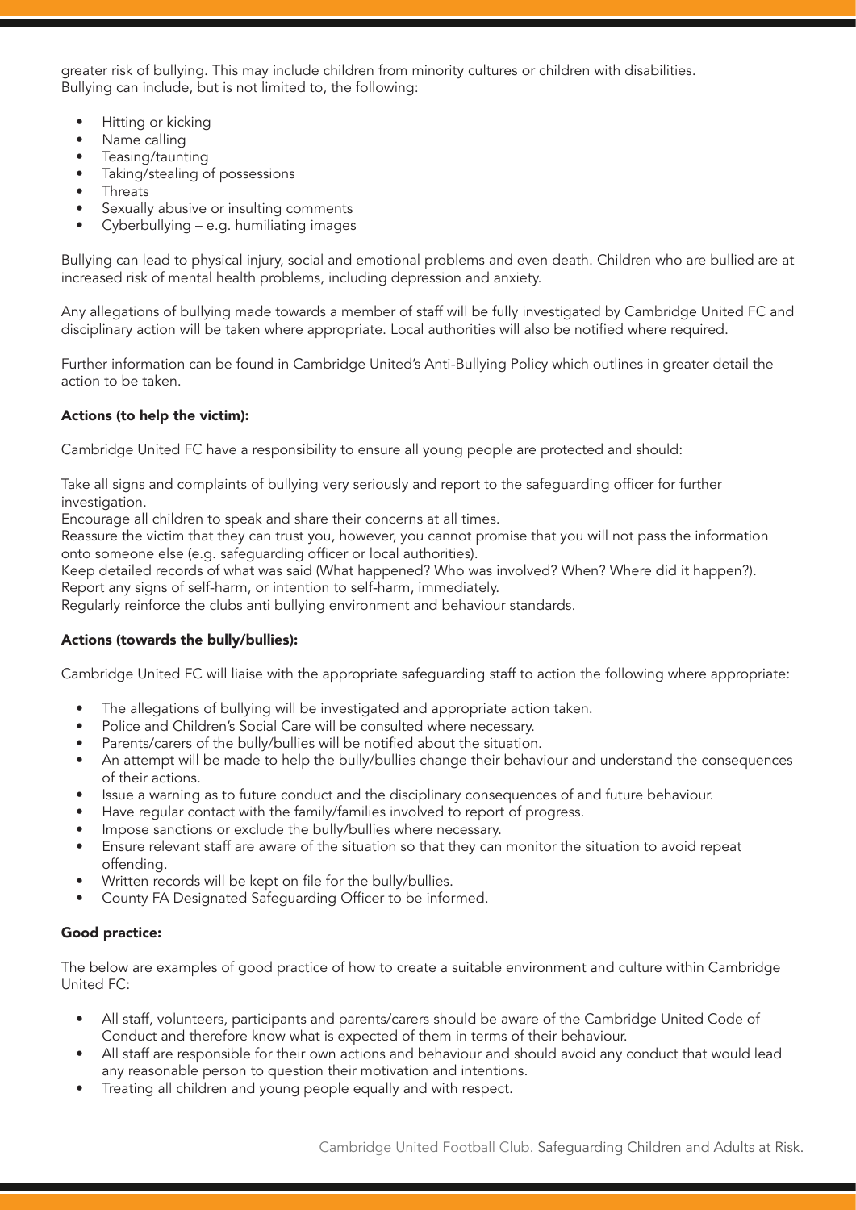greater risk of bullying. This may include children from minority cultures or children with disabilities. Bullying can include, but is not limited to, the following:

- Hitting or kicking
- Name calling
- Teasing/taunting
- Taking/stealing of possessions
- Threats
- Sexually abusive or insulting comments
- Cyberbullying – e.g. humiliating images

Bullying can lead to physical injury, social and emotional problems and even death. Children who are bullied are at increased risk of mental health problems, including depression and anxiety.

Any allegations of bullying made towards a member of staff will be fully investigated by Cambridge United FC and disciplinary action will be taken where appropriate. Local authorities will also be notified where required.

Further information can be found in Cambridge United's Anti-Bullying Policy which outlines in greater detail the action to be taken.

**Actions (to help the victim):**

Cambridge United FC have a responsibility to ensure all young people are protected and should:

Take all signs and complaints of bullying very seriously and report to the safeguarding officer for further investigation.
Encourage all children to speak and share their concerns at all times.
Reassure the victim that they can trust you, however, you cannot promise that you will not pass the information onto someone else (e.g. safeguarding officer or local authorities).
Keep detailed records of what was said (What happened? Who was involved? When? Where did it happen?).
Report any signs of self-harm, or intention to self-harm, immediately.
Regularly reinforce the clubs anti bullying environment and behaviour standards.

**Actions (towards the bully/bullies):**

Cambridge United FC will liaise with the appropriate safeguarding staff to action the following where appropriate:

- The allegations of bullying will be investigated and appropriate action taken.
- Police and Children's Social Care will be consulted where necessary.
- Parents/carers of the bully/bullies will be notified about the situation.
- An attempt will be made to help the bully/bullies change their behaviour and understand the consequences of their actions.
- Issue a warning as to future conduct and the disciplinary consequences of and future behaviour.
- Have regular contact with the family/families involved to report of progress.
- Impose sanctions or exclude the bully/bullies where necessary.
- Ensure relevant staff are aware of the situation so that they can monitor the situation to avoid repeat offending.
- Written records will be kept on file for the bully/bullies.
- County FA Designated Safeguarding Officer to be informed.

**Good practice:**

The below are examples of good practice of how to create a suitable environment and culture within Cambridge United FC:

- All staff, volunteers, participants and parents/carers should be aware of the Cambridge United Code of Conduct and therefore know what is expected of them in terms of their behaviour.
- All staff are responsible for their own actions and behaviour and should avoid any conduct that would lead any reasonable person to question their motivation and intentions.
- Treating all children and young people equally and with respect.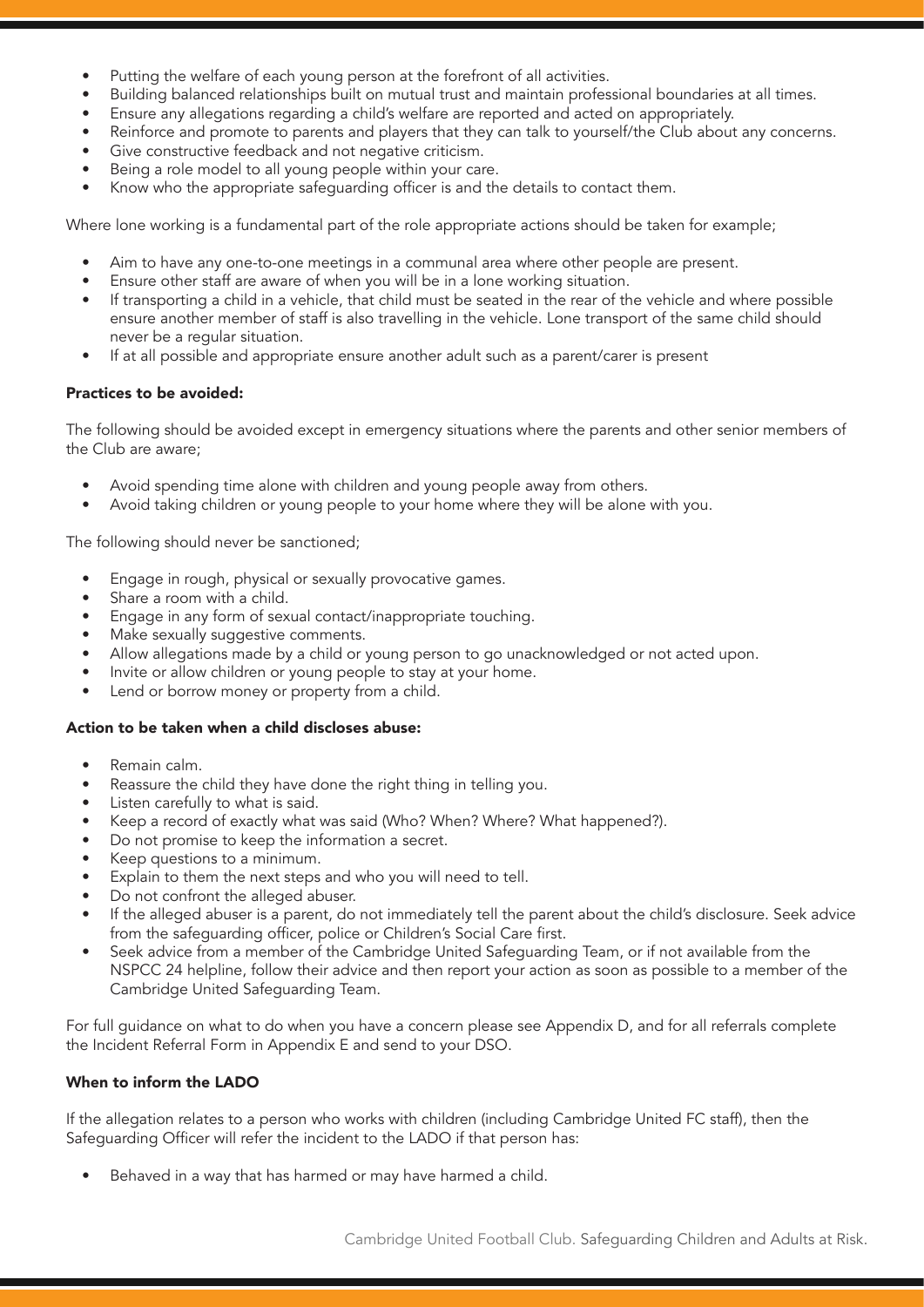- Putting the welfare of each young person at the forefront of all activities.
- Building balanced relationships built on mutual trust and maintain professional boundaries at all times.
- Ensure any allegations regarding a child's welfare are reported and acted on appropriately.
- Reinforce and promote to parents and players that they can talk to yourself/the Club about any concerns.
- Give constructive feedback and not negative criticism.
- Being a role model to all young people within your care.
- Know who the appropriate safeguarding officer is and the details to contact them.

Where lone working is a fundamental part of the role appropriate actions should be taken for example;

- Aim to have any one-to-one meetings in a communal area where other people are present.
- Ensure other staff are aware of when you will be in a lone working situation.
- If transporting a child in a vehicle, that child must be seated in the rear of the vehicle and where possible ensure another member of staff is also travelling in the vehicle. Lone transport of the same child should never be a regular situation.
- If at all possible and appropriate ensure another adult such as a parent/carer is present

**Practices to be avoided:**

The following should be avoided except in emergency situations where the parents and other senior members of the Club are aware;

- Avoid spending time alone with children and young people away from others.
- Avoid taking children or young people to your home where they will be alone with you.

The following should never be sanctioned;

- Engage in rough, physical or sexually provocative games.
- Share a room with a child.
- Engage in any form of sexual contact/inappropriate touching.
- Make sexually suggestive comments.
- Allow allegations made by a child or young person to go unacknowledged or not acted upon.
- Invite or allow children or young people to stay at your home.
- Lend or borrow money or property from a child.

**Action to be taken when a child discloses abuse:**

- Remain calm.
- Reassure the child they have done the right thing in telling you.
- Listen carefully to what is said.
- Keep a record of exactly what was said (Who? When? Where? What happened?).
- Do not promise to keep the information a secret.
- Keep questions to a minimum.
- Explain to them the next steps and who you will need to tell.
- Do not confront the alleged abuser.
- If the alleged abuser is a parent, do not immediately tell the parent about the child's disclosure. Seek advice from the safeguarding officer, police or Children's Social Care first.
- Seek advice from a member of the Cambridge United Safeguarding Team, or if not available from the NSPCC 24 helpline, follow their advice and then report your action as soon as possible to a member of the Cambridge United Safeguarding Team.

For full guidance on what to do when you have a concern please see Appendix D, and for all referrals complete the Incident Referral Form in Appendix E and send to your DSO.

**When to inform the LADO**

If the allegation relates to a person who works with children (including Cambridge United FC staff), then the Safeguarding Officer will refer the incident to the LADO if that person has:

- Behaved in a way that has harmed or may have harmed a child.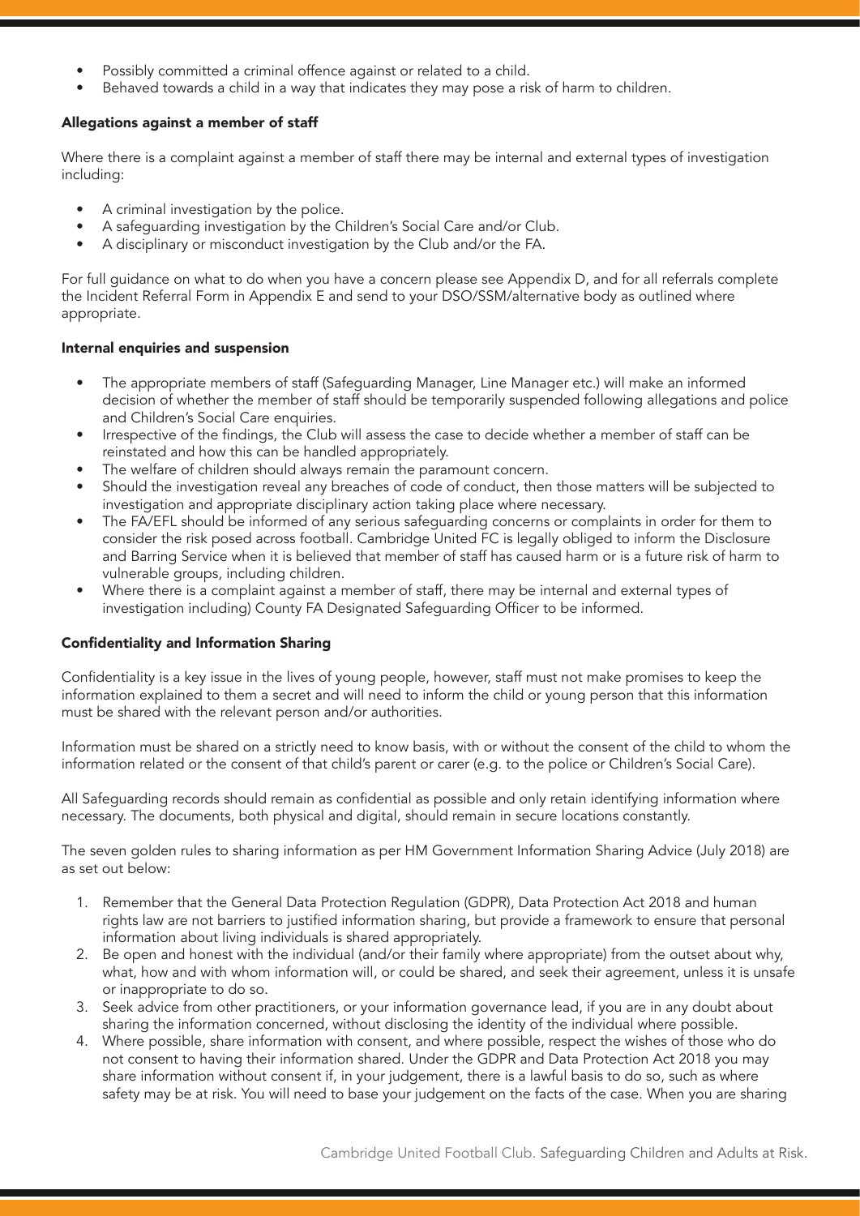- Possibly committed a criminal offence against or related to a child.
- Behaved towards a child in a way that indicates they may pose a risk of harm to children.

**Allegations against a member of staff**

Where there is a complaint against a member of staff there may be internal and external types of investigation including:

- A criminal investigation by the police.
- A safeguarding investigation by the Children's Social Care and/or Club.
- A disciplinary or misconduct investigation by the Club and/or the FA.

For full guidance on what to do when you have a concern please see Appendix D, and for all referrals complete the Incident Referral Form in Appendix E and send to your DSO/SSM/alternative body as outlined where appropriate.

**Internal enquiries and suspension**

- The appropriate members of staff (Safeguarding Manager, Line Manager etc.) will make an informed decision of whether the member of staff should be temporarily suspended following allegations and police and Children's Social Care enquiries.
- Irrespective of the findings, the Club will assess the case to decide whether a member of staff can be reinstated and how this can be handled appropriately.
- The welfare of children should always remain the paramount concern.
- Should the investigation reveal any breaches of code of conduct, then those matters will be subjected to investigation and appropriate disciplinary action taking place where necessary.
- The FA/EFL should be informed of any serious safeguarding concerns or complaints in order for them to consider the risk posed across football. Cambridge United FC is legally obliged to inform the Disclosure and Barring Service when it is believed that member of staff has caused harm or is a future risk of harm to vulnerable groups, including children.
- Where there is a complaint against a member of staff, there may be internal and external types of investigation including) County FA Designated Safeguarding Officer to be informed.

**Confidentiality and Information Sharing**

Confidentiality is a key issue in the lives of young people, however, staff must not make promises to keep the information explained to them a secret and will need to inform the child or young person that this information must be shared with the relevant person and/or authorities.

Information must be shared on a strictly need to know basis, with or without the consent of the child to whom the information related or the consent of that child's parent or carer (e.g. to the police or Children's Social Care).

All Safeguarding records should remain as confidential as possible and only retain identifying information where necessary. The documents, both physical and digital, should remain in secure locations constantly.

The seven golden rules to sharing information as per HM Government Information Sharing Advice (July 2018) are as set out below:

1. Remember that the General Data Protection Regulation (GDPR), Data Protection Act 2018 and human rights law are not barriers to justified information sharing, but provide a framework to ensure that personal information about living individuals is shared appropriately.
2. Be open and honest with the individual (and/or their family where appropriate) from the outset about why, what, how and with whom information will, or could be shared, and seek their agreement, unless it is unsafe or inappropriate to do so.
3. Seek advice from other practitioners, or your information governance lead, if you are in any doubt about sharing the information concerned, without disclosing the identity of the individual where possible.
4. Where possible, share information with consent, and where possible, respect the wishes of those who do not consent to having their information shared. Under the GDPR and Data Protection Act 2018 you may share information without consent if, in your judgement, there is a lawful basis to do so, such as where safety may be at risk. You will need to base your judgement on the facts of the case. When you are sharing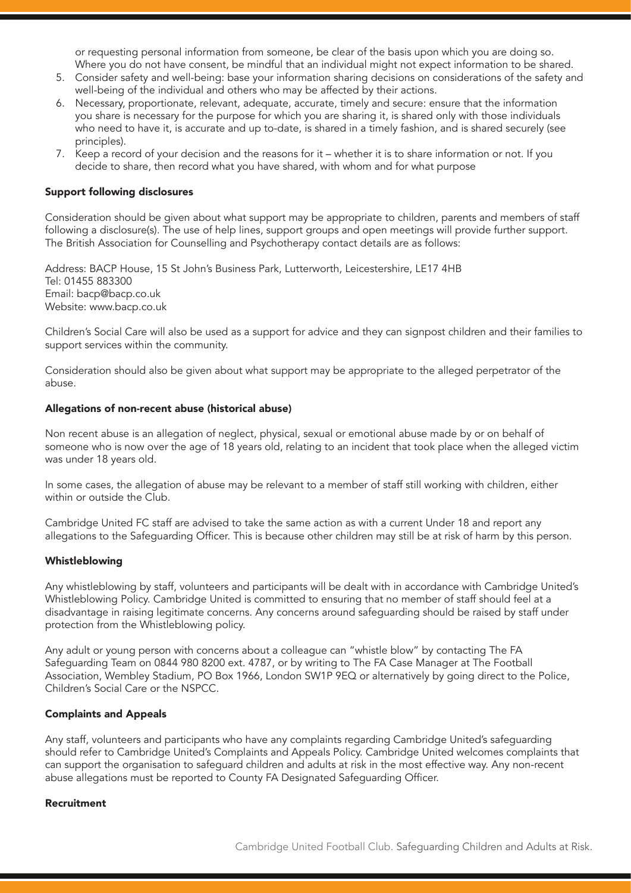or requesting personal information from someone, be clear of the basis upon which you are doing so. Where you do not have consent, be mindful that an individual might not expect information to be shared.

5. Consider safety and well-being: base your information sharing decisions on considerations of the safety and well-being of the individual and others who may be affected by their actions.
6. Necessary, proportionate, relevant, adequate, accurate, timely and secure: ensure that the information you share is necessary for the purpose for which you are sharing it, is shared only with those individuals who need to have it, is accurate and up to-date, is shared in a timely fashion, and is shared securely (see principles).
7. Keep a record of your decision and the reasons for it – whether it is to share information or not. If you decide to share, then record what you have shared, with whom and for what purpose

**Support following disclosures**

Consideration should be given about what support may be appropriate to children, parents and members of staff following a disclosure(s). The use of help lines, support groups and open meetings will provide further support. The British Association for Counselling and Psychotherapy contact details are as follows:

Address: BACP House, 15 St John's Business Park, Lutterworth, Leicestershire, LE17 4HB
Tel: 01455 883300
Email: bacp@bacp.co.uk
Website: www.bacp.co.uk

Children's Social Care will also be used as a support for advice and they can signpost children and their families to support services within the community.

Consideration should also be given about what support may be appropriate to the alleged perpetrator of the abuse.

**Allegations of non-recent abuse (historical abuse)**

Non recent abuse is an allegation of neglect, physical, sexual or emotional abuse made by or on behalf of someone who is now over the age of 18 years old, relating to an incident that took place when the alleged victim was under 18 years old.

In some cases, the allegation of abuse may be relevant to a member of staff still working with children, either within or outside the Club.

Cambridge United FC staff are advised to take the same action as with a current Under 18 and report any allegations to the Safeguarding Officer. This is because other children may still be at risk of harm by this person.

**Whistleblowing**

Any whistleblowing by staff, volunteers and participants will be dealt with in accordance with Cambridge United's Whistleblowing Policy. Cambridge United is committed to ensuring that no member of staff should feel at a disadvantage in raising legitimate concerns. Any concerns around safeguarding should be raised by staff under protection from the Whistleblowing policy.

Any adult or young person with concerns about a colleague can "whistle blow" by contacting The FA Safeguarding Team on 0844 980 8200 ext. 4787, or by writing to The FA Case Manager at The Football Association, Wembley Stadium, PO Box 1966, London SW1P 9EQ or alternatively by going direct to the Police, Children's Social Care or the NSPCC.

**Complaints and Appeals**

Any staff, volunteers and participants who have any complaints regarding Cambridge United's safeguarding should refer to Cambridge United's Complaints and Appeals Policy. Cambridge United welcomes complaints that can support the organisation to safeguard children and adults at risk in the most effective way. Any non-recent abuse allegations must be reported to County FA Designated Safeguarding Officer.

**Recruitment**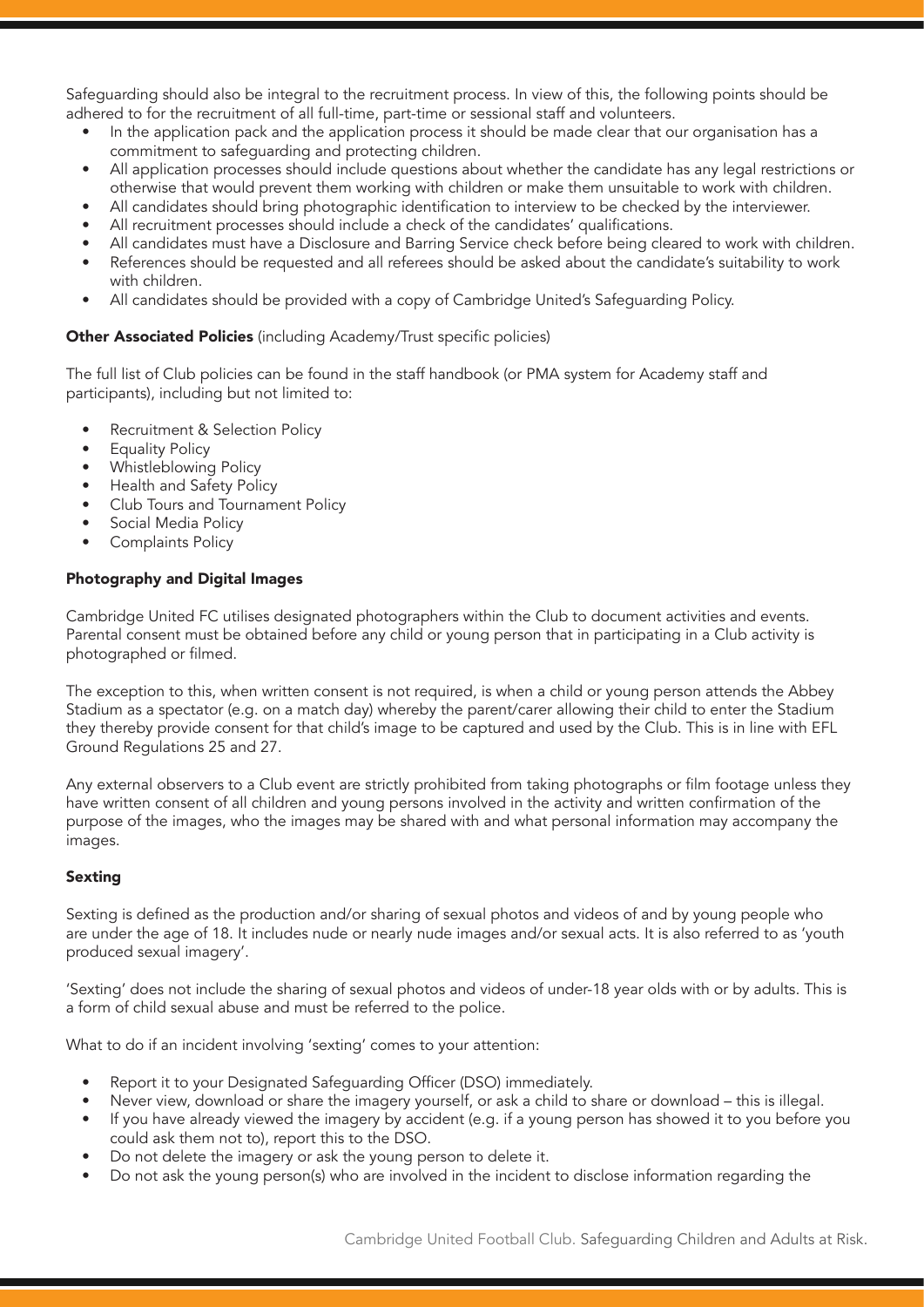Safeguarding should also be integral to the recruitment process. In view of this, the following points should be adhered to for the recruitment of all full-time, part-time or sessional staff and volunteers.

- In the application pack and the application process it should be made clear that our organisation has a commitment to safeguarding and protecting children.
- All application processes should include questions about whether the candidate has any legal restrictions or otherwise that would prevent them working with children or make them unsuitable to work with children.
- All candidates should bring photographic identification to interview to be checked by the interviewer.
- All recruitment processes should include a check of the candidates' qualifications.
- All candidates must have a Disclosure and Barring Service check before being cleared to work with children.
- References should be requested and all referees should be asked about the candidate's suitability to work with children.
- All candidates should be provided with a copy of Cambridge United's Safeguarding Policy.

**Other Associated Policies** (including Academy/Trust specific policies)

The full list of Club policies can be found in the staff handbook (or PMA system for Academy staff and participants), including but not limited to:

- Recruitment & Selection Policy
- Equality Policy
- Whistleblowing Policy
- Health and Safety Policy
- Club Tours and Tournament Policy
- Social Media Policy
- Complaints Policy

**Photography and Digital Images**

Cambridge United FC utilises designated photographers within the Club to document activities and events. Parental consent must be obtained before any child or young person that in participating in a Club activity is photographed or filmed.

The exception to this, when written consent is not required, is when a child or young person attends the Abbey Stadium as a spectator (e.g. on a match day) whereby the parent/carer allowing their child to enter the Stadium they thereby provide consent for that child's image to be captured and used by the Club. This is in line with EFL Ground Regulations 25 and 27.

Any external observers to a Club event are strictly prohibited from taking photographs or film footage unless they have written consent of all children and young persons involved in the activity and written confirmation of the purpose of the images, who the images may be shared with and what personal information may accompany the images.

**Sexting**

Sexting is defined as the production and/or sharing of sexual photos and videos of and by young people who are under the age of 18. It includes nude or nearly nude images and/or sexual acts. It is also referred to as 'youth produced sexual imagery'.

'Sexting' does not include the sharing of sexual photos and videos of under-18 year olds with or by adults. This is a form of child sexual abuse and must be referred to the police.

What to do if an incident involving 'sexting' comes to your attention:

- Report it to your Designated Safeguarding Officer (DSO) immediately.
- Never view, download or share the imagery yourself, or ask a child to share or download – this is illegal.
- If you have already viewed the imagery by accident (e.g. if a young person has showed it to you before you could ask them not to), report this to the DSO.
- Do not delete the imagery or ask the young person to delete it.
- Do not ask the young person(s) who are involved in the incident to disclose information regarding the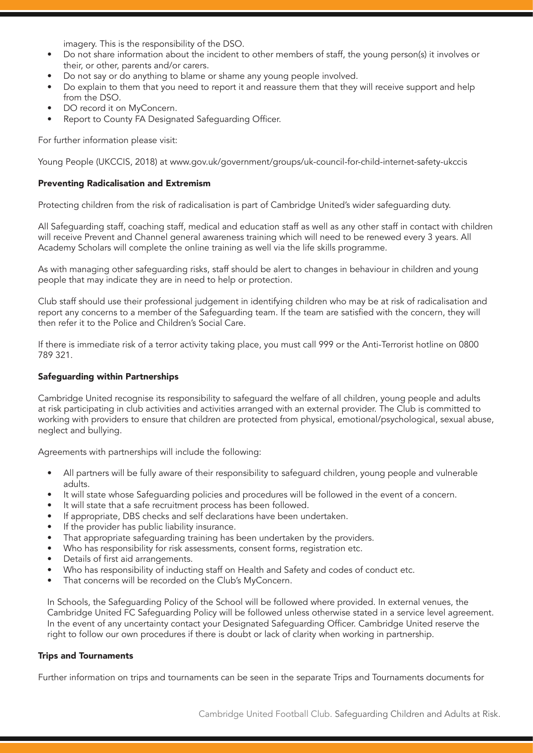imagery. This is the responsibility of the DSO.

- Do not share information about the incident to other members of staff, the young person(s) it involves or their, or other, parents and/or carers.
- Do not say or do anything to blame or shame any young people involved.
- Do explain to them that you need to report it and reassure them that they will receive support and help from the DSO.
- DO record it on MyConcern.
- Report to County FA Designated Safeguarding Officer.

For further information please visit:

Young People (UKCCIS, 2018) at www.gov.uk/government/groups/uk-council-for-child-internet-safety-ukccis

**Preventing Radicalisation and Extremism**

Protecting children from the risk of radicalisation is part of Cambridge United's wider safeguarding duty.

All Safeguarding staff, coaching staff, medical and education staff as well as any other staff in contact with children will receive Prevent and Channel general awareness training which will need to be renewed every 3 years. All Academy Scholars will complete the online training as well via the life skills programme.

As with managing other safeguarding risks, staff should be alert to changes in behaviour in children and young people that may indicate they are in need to help or protection.

Club staff should use their professional judgement in identifying children who may be at risk of radicalisation and report any concerns to a member of the Safeguarding team. If the team are satisfied with the concern, they will then refer it to the Police and Children's Social Care.

If there is immediate risk of a terror activity taking place, you must call 999 or the Anti-Terrorist hotline on 0800 789 321.

**Safeguarding within Partnerships**

Cambridge United recognise its responsibility to safeguard the welfare of all children, young people and adults at risk participating in club activities and activities arranged with an external provider. The Club is committed to working with providers to ensure that children are protected from physical, emotional/psychological, sexual abuse, neglect and bullying.

Agreements with partnerships will include the following:

- All partners will be fully aware of their responsibility to safeguard children, young people and vulnerable adults.
- It will state whose Safeguarding policies and procedures will be followed in the event of a concern.
- It will state that a safe recruitment process has been followed.
- If appropriate, DBS checks and self declarations have been undertaken.
- If the provider has public liability insurance.
- That appropriate safeguarding training has been undertaken by the providers.
- Who has responsibility for risk assessments, consent forms, registration etc.
- Details of first aid arrangements.
- Who has responsibility of inducting staff on Health and Safety and codes of conduct etc.
- That concerns will be recorded on the Club's MyConcern.

In Schools, the Safeguarding Policy of the School will be followed where provided. In external venues, the Cambridge United FC Safeguarding Policy will be followed unless otherwise stated in a service level agreement. In the event of any uncertainty contact your Designated Safeguarding Officer. Cambridge United reserve the right to follow our own procedures if there is doubt or lack of clarity when working in partnership.

**Trips and Tournaments**

Further information on trips and tournaments can be seen in the separate Trips and Tournaments documents for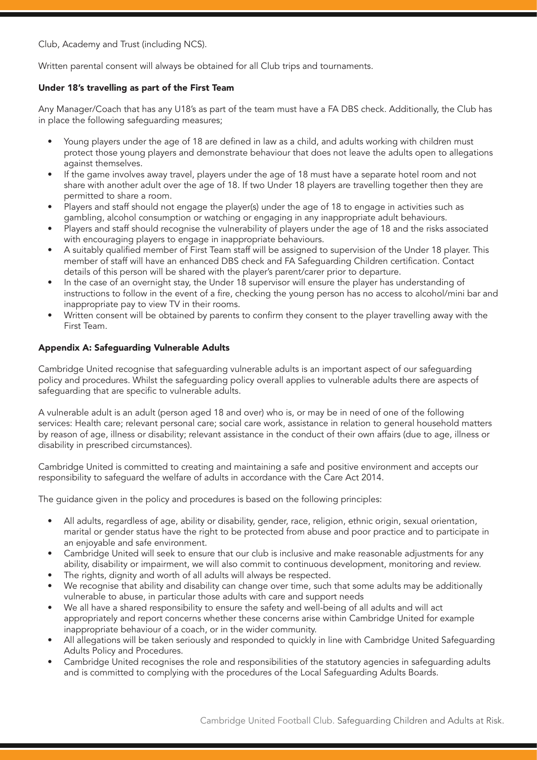Club, Academy and Trust (including NCS).

Written parental consent will always be obtained for all Club trips and tournaments.

**Under 18's travelling as part of the First Team**

Any Manager/Coach that has any U18's as part of the team must have a FA DBS check. Additionally, the Club has in place the following safeguarding measures;

- Young players under the age of 18 are defined in law as a child, and adults working with children must protect those young players and demonstrate behaviour that does not leave the adults open to allegations against themselves.
- If the game involves away travel, players under the age of 18 must have a separate hotel room and not share with another adult over the age of 18. If two Under 18 players are travelling together then they are permitted to share a room.
- Players and staff should not engage the player(s) under the age of 18 to engage in activities such as gambling, alcohol consumption or watching or engaging in any inappropriate adult behaviours.
- Players and staff should recognise the vulnerability of players under the age of 18 and the risks associated with encouraging players to engage in inappropriate behaviours.
- A suitably qualified member of First Team staff will be assigned to supervision of the Under 18 player. This member of staff will have an enhanced DBS check and FA Safeguarding Children certification. Contact details of this person will be shared with the player's parent/carer prior to departure.
- In the case of an overnight stay, the Under 18 supervisor will ensure the player has understanding of instructions to follow in the event of a fire, checking the young person has no access to alcohol/mini bar and inappropriate pay to view TV in their rooms.
- Written consent will be obtained by parents to confirm they consent to the player travelling away with the First Team.

**Appendix A: Safeguarding Vulnerable Adults**

Cambridge United recognise that safeguarding vulnerable adults is an important aspect of our safeguarding policy and procedures. Whilst the safeguarding policy overall applies to vulnerable adults there are aspects of safeguarding that are specific to vulnerable adults.

A vulnerable adult is an adult (person aged 18 and over) who is, or may be in need of one of the following services: Health care; relevant personal care; social care work, assistance in relation to general household matters by reason of age, illness or disability; relevant assistance in the conduct of their own affairs (due to age, illness or disability in prescribed circumstances).

Cambridge United is committed to creating and maintaining a safe and positive environment and accepts our responsibility to safeguard the welfare of adults in accordance with the Care Act 2014.

The guidance given in the policy and procedures is based on the following principles:

- All adults, regardless of age, ability or disability, gender, race, religion, ethnic origin, sexual orientation, marital or gender status have the right to be protected from abuse and poor practice and to participate in an enjoyable and safe environment.
- Cambridge United will seek to ensure that our club is inclusive and make reasonable adjustments for any ability, disability or impairment, we will also commit to continuous development, monitoring and review.
- The rights, dignity and worth of all adults will always be respected.
- We recognise that ability and disability can change over time, such that some adults may be additionally vulnerable to abuse, in particular those adults with care and support needs
- We all have a shared responsibility to ensure the safety and well-being of all adults and will act appropriately and report concerns whether these concerns arise within Cambridge United for example inappropriate behaviour of a coach, or in the wider community.
- All allegations will be taken seriously and responded to quickly in line with Cambridge United Safeguarding Adults Policy and Procedures.
- Cambridge United recognises the role and responsibilities of the statutory agencies in safeguarding adults and is committed to complying with the procedures of the Local Safeguarding Adults Boards.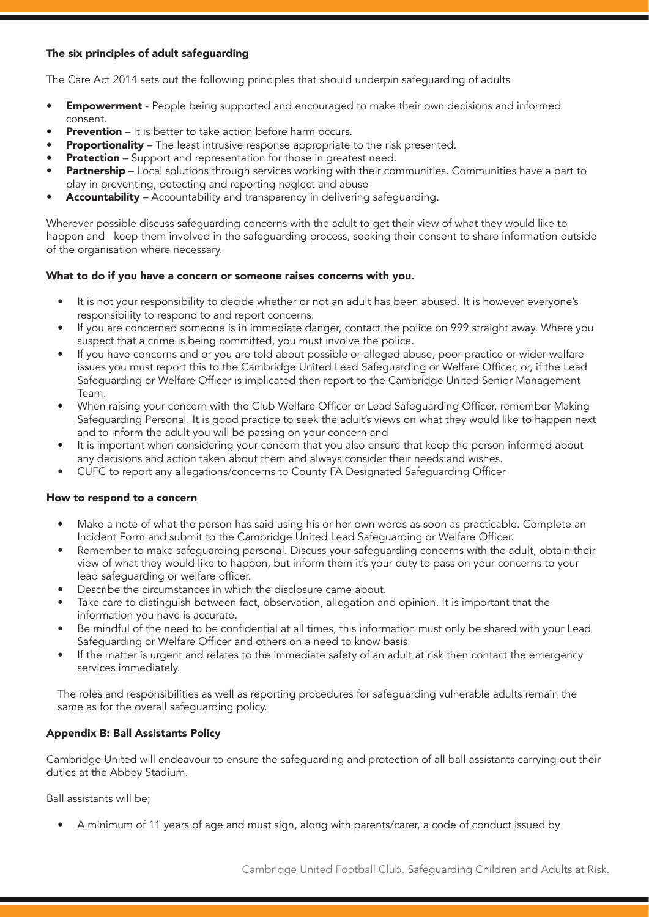### The six principles of adult safeguarding

The Care Act 2014 sets out the following principles that should underpin safeguarding of adults

- **Empowerment** - People being supported and encouraged to make their own decisions and informed consent.
- **Prevention** – It is better to take action before harm occurs.
- **Proportionality** – The least intrusive response appropriate to the risk presented.
- **Protection** – Support and representation for those in greatest need.
- **Partnership** – Local solutions through services working with their communities. Communities have a part to play in preventing, detecting and reporting neglect and abuse
- **Accountability** – Accountability and transparency in delivering safeguarding.

Wherever possible discuss safeguarding concerns with the adult to get their view of what they would like to happen and keep them involved in the safeguarding process, seeking their consent to share information outside of the organisation where necessary.

### What to do if you have a concern or someone raises concerns with you.

- It is not your responsibility to decide whether or not an adult has been abused. It is however everyone's responsibility to respond to and report concerns.
- If you are concerned someone is in immediate danger, contact the police on 999 straight away. Where you suspect that a crime is being committed, you must involve the police.
- If you have concerns and or you are told about possible or alleged abuse, poor practice or wider welfare issues you must report this to the Cambridge United Lead Safeguarding or Welfare Officer, or, if the Lead Safeguarding or Welfare Officer is implicated then report to the Cambridge United Senior Management Team.
- When raising your concern with the Club Welfare Officer or Lead Safeguarding Officer, remember Making Safeguarding Personal. It is good practice to seek the adult's views on what they would like to happen next and to inform the adult you will be passing on your concern and
- It is important when considering your concern that you also ensure that keep the person informed about any decisions and action taken about them and always consider their needs and wishes.
- CUFC to report any allegations/concerns to County FA Designated Safeguarding Officer

### How to respond to a concern

- Make a note of what the person has said using his or her own words as soon as practicable. Complete an Incident Form and submit to the Cambridge United Lead Safeguarding or Welfare Officer.
- Remember to make safeguarding personal. Discuss your safeguarding concerns with the adult, obtain their view of what they would like to happen, but inform them it's your duty to pass on your concerns to your lead safeguarding or welfare officer.
- Describe the circumstances in which the disclosure came about.
- Take care to distinguish between fact, observation, allegation and opinion. It is important that the information you have is accurate.
- Be mindful of the need to be confidential at all times, this information must only be shared with your Lead Safeguarding or Welfare Officer and others on a need to know basis.
- If the matter is urgent and relates to the immediate safety of an adult at risk then contact the emergency services immediately.

The roles and responsibilities as well as reporting procedures for safeguarding vulnerable adults remain the same as for the overall safeguarding policy.

### Appendix B: Ball Assistants Policy

Cambridge United will endeavour to ensure the safeguarding and protection of all ball assistants carrying out their duties at the Abbey Stadium.

Ball assistants will be;

- A minimum of 11 years of age and must sign, along with parents/carer, a code of conduct issued by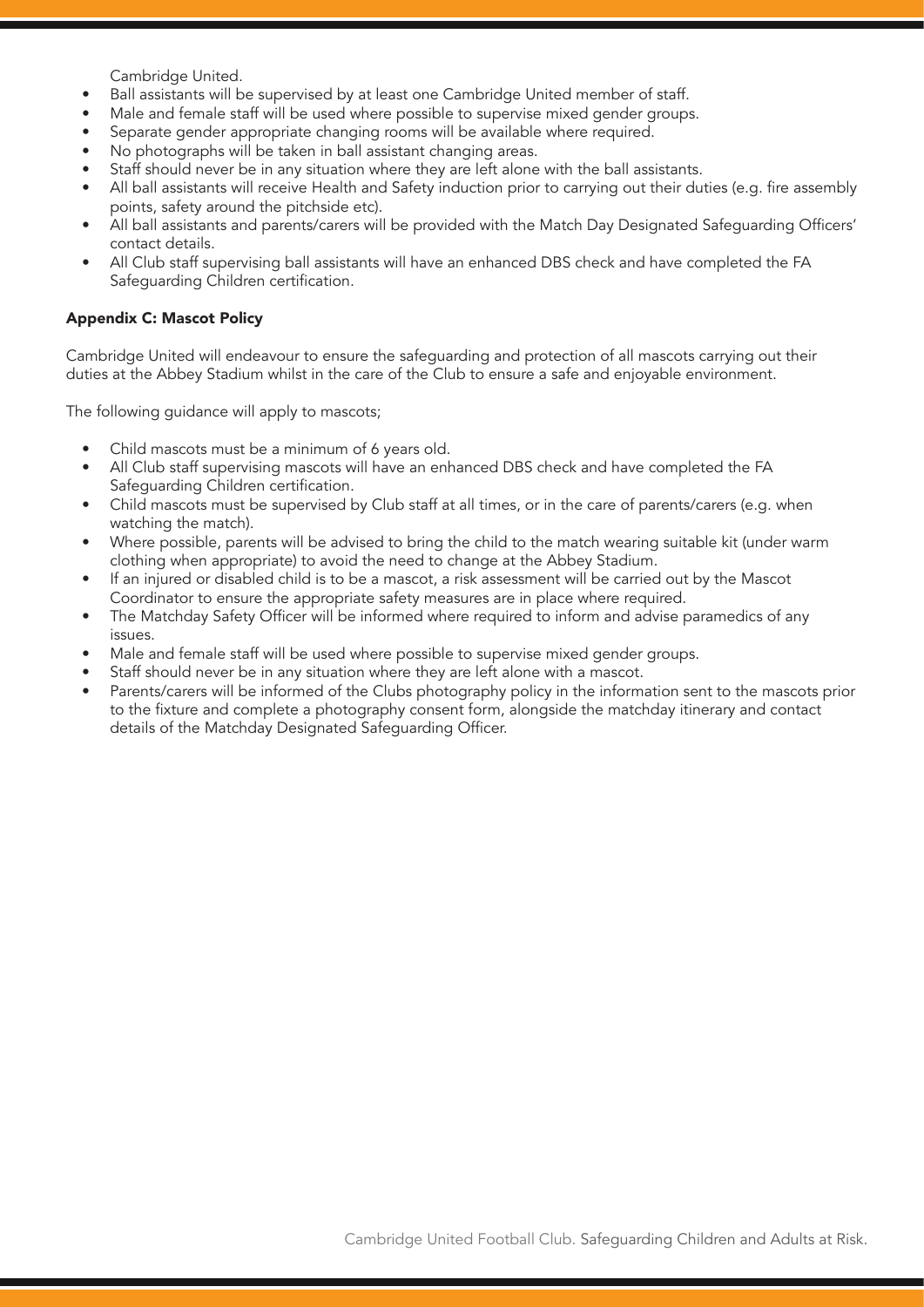Cambridge United.

- Ball assistants will be supervised by at least one Cambridge United member of staff.
- Male and female staff will be used where possible to supervise mixed gender groups.
- Separate gender appropriate changing rooms will be available where required.
- No photographs will be taken in ball assistant changing areas.
- Staff should never be in any situation where they are left alone with the ball assistants.
- All ball assistants will receive Health and Safety induction prior to carrying out their duties (e.g. fire assembly points, safety around the pitchside etc).
- All ball assistants and parents/carers will be provided with the Match Day Designated Safeguarding Officers' contact details.
- All Club staff supervising ball assistants will have an enhanced DBS check and have completed the FA Safeguarding Children certification.

**Appendix C: Mascot Policy**

Cambridge United will endeavour to ensure the safeguarding and protection of all mascots carrying out their duties at the Abbey Stadium whilst in the care of the Club to ensure a safe and enjoyable environment.

The following guidance will apply to mascots;

- Child mascots must be a minimum of 6 years old.
- All Club staff supervising mascots will have an enhanced DBS check and have completed the FA Safeguarding Children certification.
- Child mascots must be supervised by Club staff at all times, or in the care of parents/carers (e.g. when watching the match).
- Where possible, parents will be advised to bring the child to the match wearing suitable kit (under warm clothing when appropriate) to avoid the need to change at the Abbey Stadium.
- If an injured or disabled child is to be a mascot, a risk assessment will be carried out by the Mascot Coordinator to ensure the appropriate safety measures are in place where required.
- The Matchday Safety Officer will be informed where required to inform and advise paramedics of any issues.
- Male and female staff will be used where possible to supervise mixed gender groups.
- Staff should never be in any situation where they are left alone with a mascot.
- Parents/carers will be informed of the Clubs photography policy in the information sent to the mascots prior to the fixture and complete a photography consent form, alongside the matchday itinerary and contact details of the Matchday Designated Safeguarding Officer.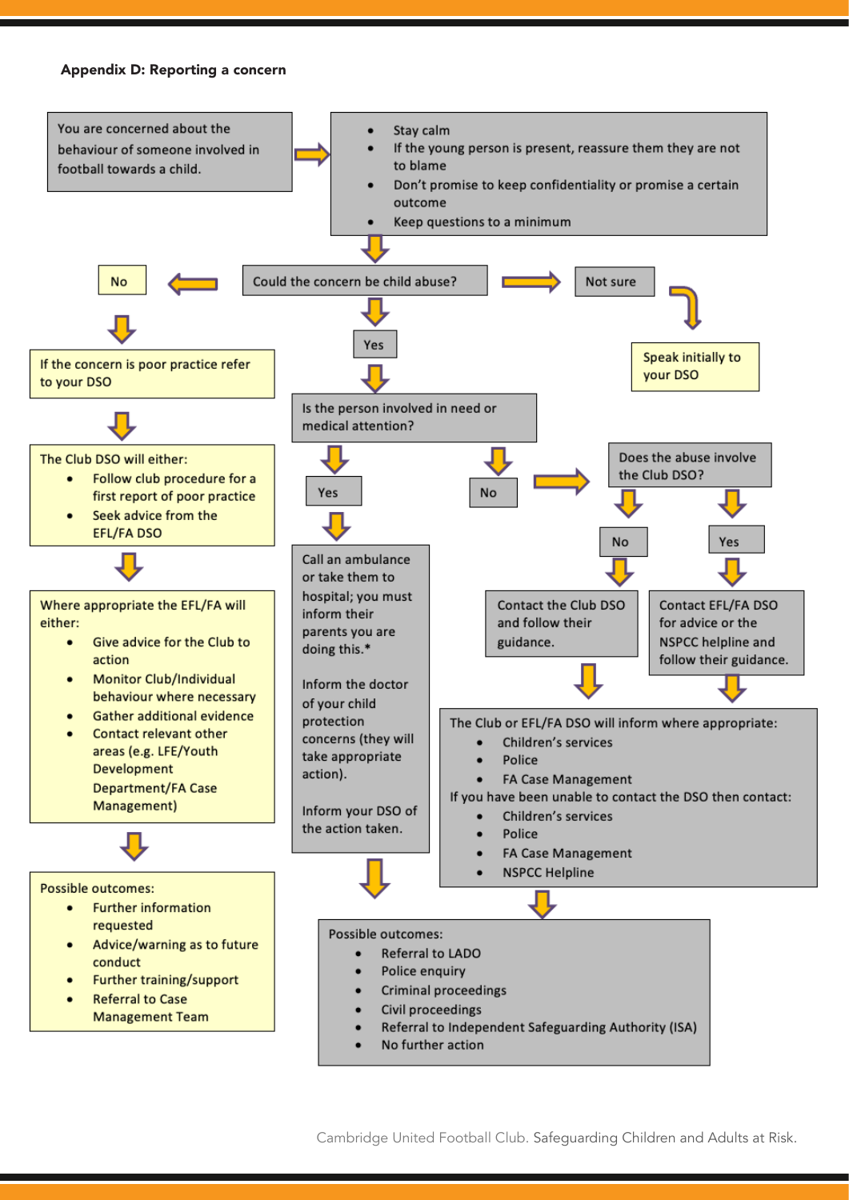**Appendix D: Reporting a concern**

You are concerned about the behaviour of someone involved in football towards a child.

- Stay calm
- If the young person is present, reassure them they are not to blame
- Don't promise to keep confidentiality or promise a certain outcome
- Keep questions to a minimum

Could the concern be child abuse?

**No**

If the concern is poor practice refer to your DSO

The Club DSO will either:

- Follow club procedure for a first report of poor practice
- Seek advice from the EFL/FA DSO

Where appropriate the EFL/FA will either:

- Give advice for the Club to action
- Monitor Club/Individual behaviour where necessary
- Gather additional evidence
- Contact relevant other areas (e.g. LFE/Youth Development Department/FA Case Management)

Possible outcomes:

- Further information requested
- Advice/warning as to future conduct
- Further training/support
- Referral to Case Management Team

**Not sure**

Speak initially to your DSO

**Yes**

Is the person involved in need or medical attention?

**Yes**

Call an ambulance or take them to hospital; you must inform their parents you are doing this.*

Inform the doctor of your child protection concerns (they will take appropriate action).

Inform your DSO of the action taken.

**No**

Does the abuse involve the Club DSO?

- **No**: Contact the Club DSO and follow their guidance.
- **Yes**: Contact EFL/FA DSO for advice or the NSPCC helpline and follow their guidance.

The Club or EFL/FA DSO will inform where appropriate:

- Children's services
- Police
- FA Case Management

If you have been unable to contact the DSO then contact:

- Children's services
- Police
- FA Case Management
- NSPCC Helpline

Possible outcomes:

- Referral to LADO
- Police enquiry
- Criminal proceedings
- Civil proceedings
- Referral to Independent Safeguarding Authority (ISA)
- No further action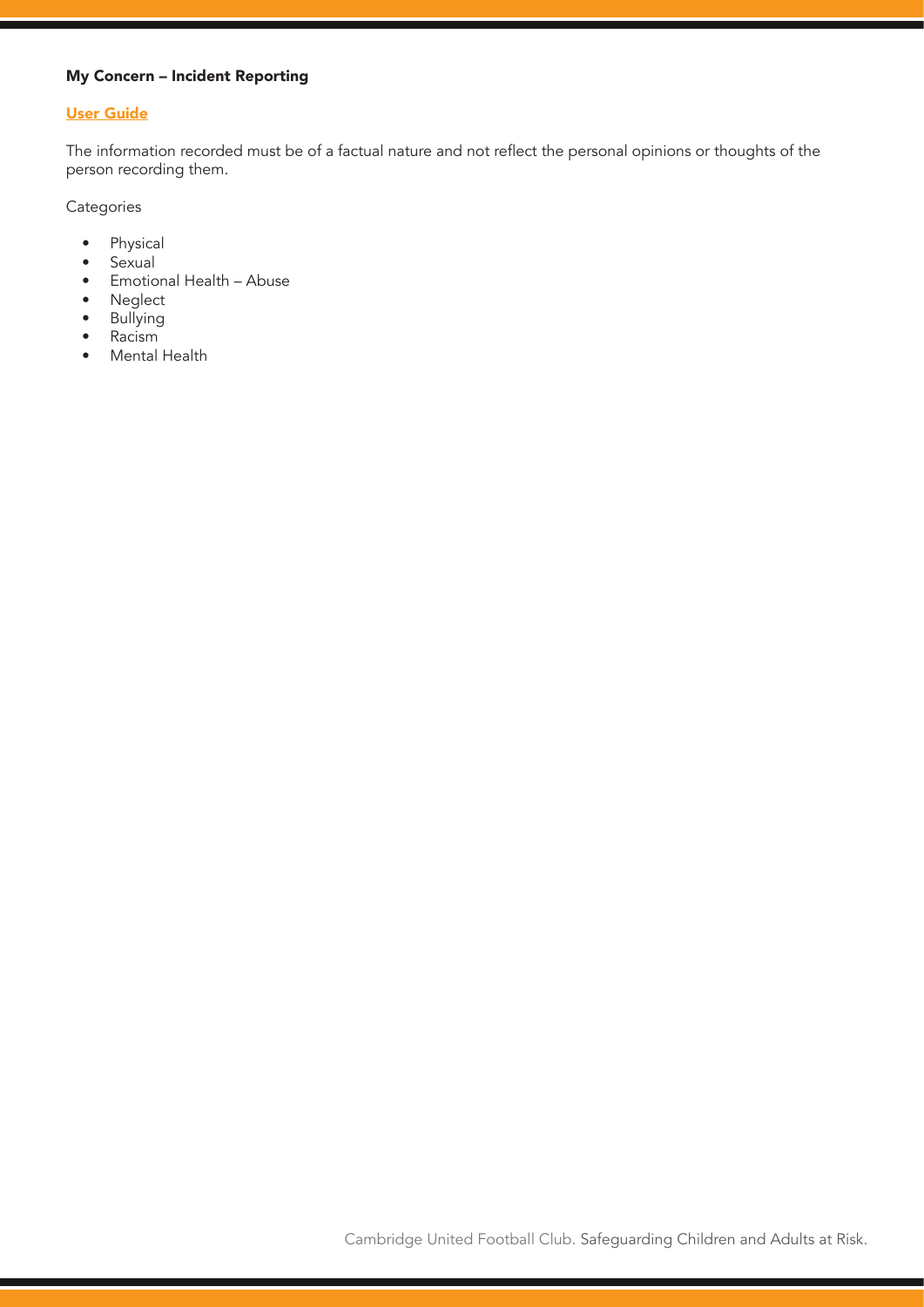**My Concern – Incident Reporting**

**User Guide**

The information recorded must be of a factual nature and not reflect the personal opinions or thoughts of the person recording them.

Categories

- Physical
- Sexual
- Emotional Health – Abuse
- Neglect
- Bullying
- Racism
- Mental Health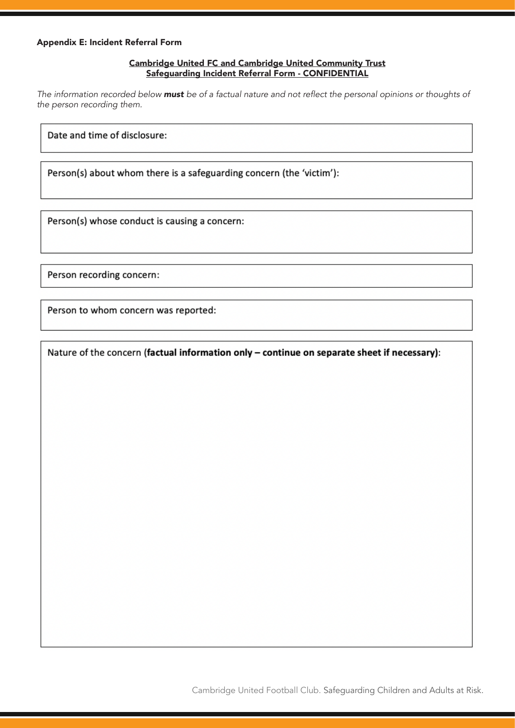### Appendix E: Incident Referral Form

**Cambridge United FC and Cambridge United Community Trust**
**Safeguarding Incident Referral Form - CONFIDENTIAL**

*The information recorded below **must** be of a factual nature and not reflect the personal opinions or thoughts of the person recording them.*

| Date and time of disclosure: |
|---|

| Person(s) about whom there is a safeguarding concern (the 'victim'): |
|---|

| Person(s) whose conduct is causing a concern: |
|---|

| Person recording concern: |
|---|

| Person to whom concern was reported: |
|---|

| Nature of the concern **(factual information only – continue on separate sheet if necessary)**: |
|---|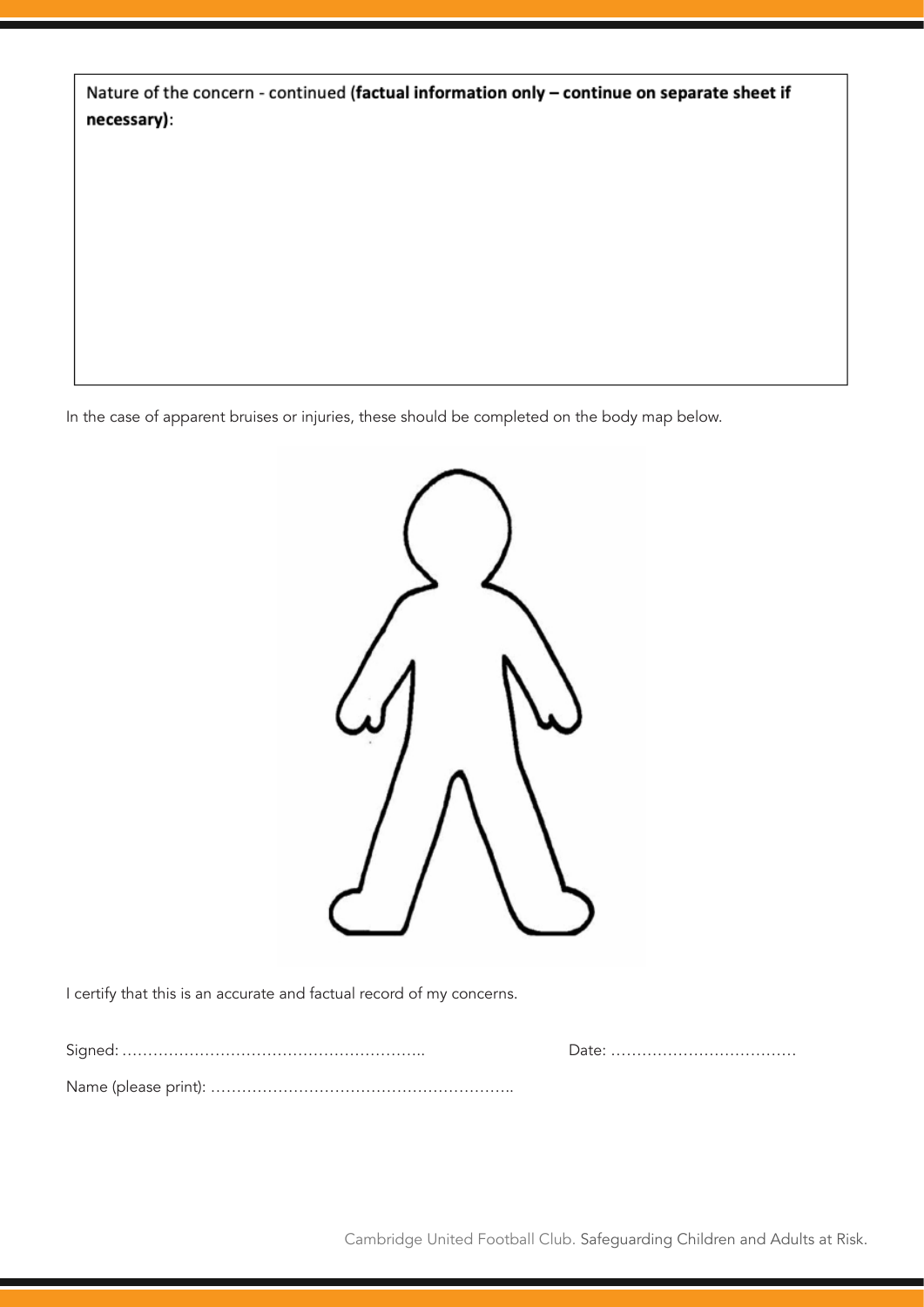Nature of the concern - continued **(factual information only – continue on separate sheet if necessary)**:

In the case of apparent bruises or injuries, these should be completed on the body map below.

I certify that this is an accurate and factual record of my concerns.

Signed: …………………………………………………..    Date: ………………………………

Name (please print): …………………………………………………..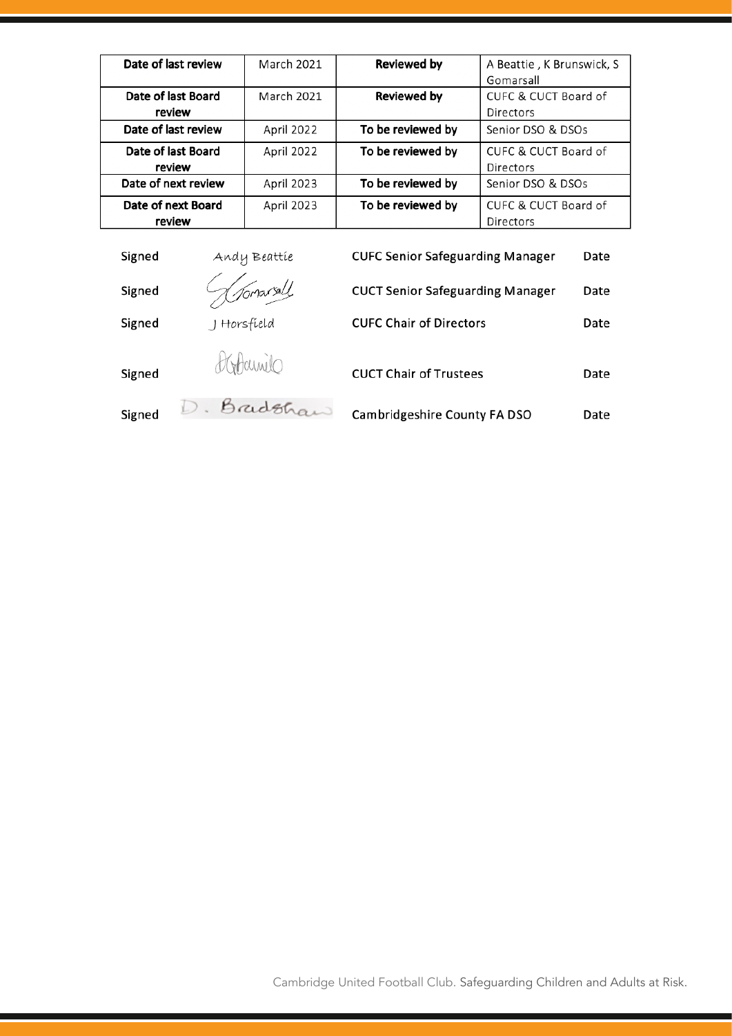| | | | |
|---|---|---|---|
| **Date of last review** | March 2021 | **Reviewed by** | A Beattie , K Brunswick, S Gomarsall |
| **Date of last Board review** | March 2021 | **Reviewed by** | CUFC & CUCT Board of Directors |
| **Date of last review** | April 2022 | **To be reviewed by** | Senior DSO & DSOs |
| **Date of last Board review** | April 2022 | **To be reviewed by** | CUFC & CUCT Board of Directors |
| **Date of next review** | April 2023 | **To be reviewed by** | Senior DSO & DSOs |
| **Date of next Board review** | April 2023 | **To be reviewed by** | CUFC & CUCT Board of Directors |

| | | | |
|---|---|---|---|
| Signed | Andy Beattie | CUFC Senior Safeguarding Manager | Date |
| Signed | S Gomarsall | CUCT Senior Safeguarding Manager | Date |
| Signed | J Horsfield | CUFC Chair of Directors | Date |
| Signed | | CUCT Chair of Trustees | Date |
| Signed | D. Bradshaw | Cambridgeshire County FA DSO | Date |